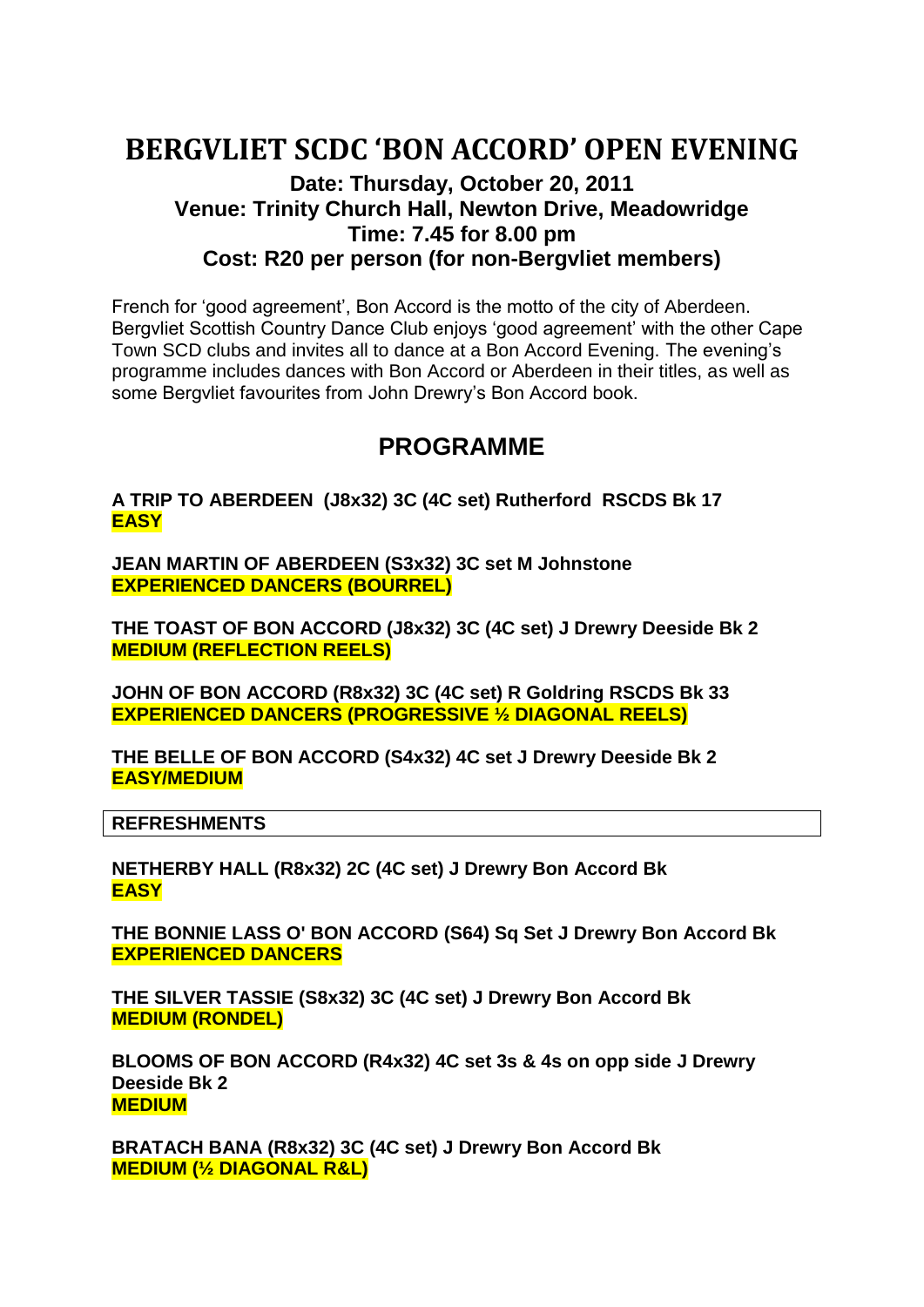# BERGVLIET SCDC 'BON ACCORD' OPEN EVENING

### Date: Thursday, October 20, 2011
### Venue: Trinity Church Hall, Newton Drive, Meadowridge
### Time: 7.45 for 8.00 pm
### Cost: R20 per person (for non-Bergvliet members)

French for 'good agreement', Bon Accord is the motto of the city of Aberdeen. Bergvliet Scottish Country Dance Club enjoys 'good agreement' with the other Cape Town SCD clubs and invites all to dance at a Bon Accord Evening. The evening's programme includes dances with Bon Accord or Aberdeen in their titles, as well as some Bergvliet favourites from John Drewry's Bon Accord book.

## PROGRAMME

**A TRIP TO ABERDEEN (J8x32) 3C (4C set) Rutherford RSCDS Bk 17**
**EASY**

**JEAN MARTIN OF ABERDEEN (S3x32) 3C set M Johnstone**
**EXPERIENCED DANCERS (BOURREL)**

**THE TOAST OF BON ACCORD (J8x32) 3C (4C set) J Drewry Deeside Bk 2**
**MEDIUM (REFLECTION REELS)**

**JOHN OF BON ACCORD (R8x32) 3C (4C set) R Goldring RSCDS Bk 33**
**EXPERIENCED DANCERS (PROGRESSIVE ½ DIAGONAL REELS)**

**THE BELLE OF BON ACCORD (S4x32) 4C set J Drewry Deeside Bk 2**
**EASY/MEDIUM**

**REFRESHMENTS**

**NETHERBY HALL (R8x32) 2C (4C set) J Drewry Bon Accord Bk**
**EASY**

**THE BONNIE LASS O' BON ACCORD (S64) Sq Set J Drewry Bon Accord Bk**
**EXPERIENCED DANCERS**

**THE SILVER TASSIE (S8x32) 3C (4C set) J Drewry Bon Accord Bk**
**MEDIUM (RONDEL)**

**BLOOMS OF BON ACCORD (R4x32) 4C set 3s & 4s on opp side J Drewry Deeside Bk 2**
**MEDIUM**

**BRATACH BANA (R8x32) 3C (4C set) J Drewry Bon Accord Bk**
**MEDIUM (½ DIAGONAL R&L)**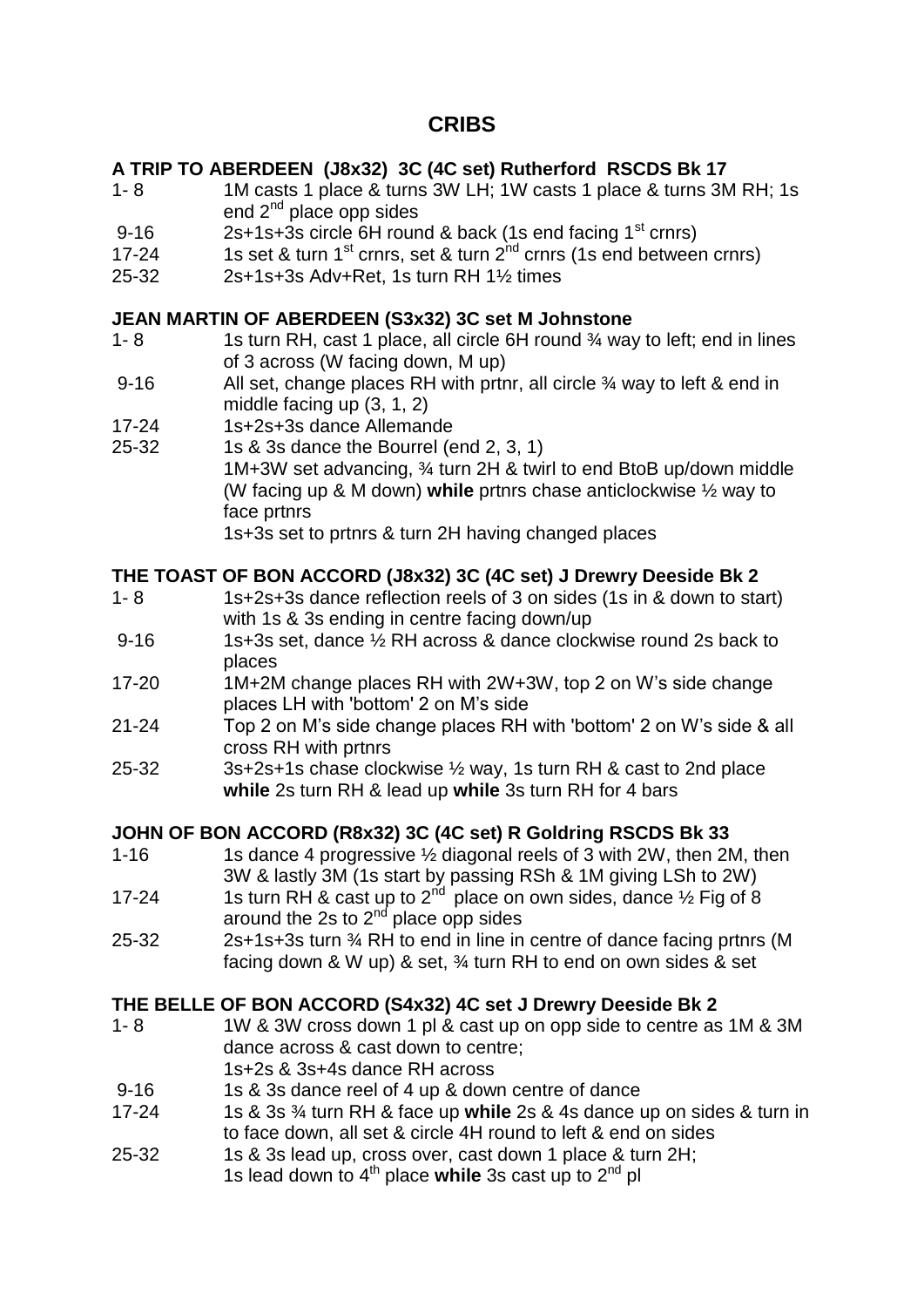# CRIBS

### A TRIP TO ABERDEEN (J8x32) 3C (4C set) Rutherford RSCDS Bk 17

| | |
|---|---|
| 1- 8 | 1M casts 1 place & turns 3W LH; 1W casts 1 place & turns 3M RH; 1s end 2nd place opp sides |
| 9-16 | 2s+1s+3s circle 6H round & back (1s end facing 1st crnrs) |
| 17-24 | 1s set & turn 1st crnrs, set & turn 2nd crnrs (1s end between crnrs) |
| 25-32 | 2s+1s+3s Adv+Ret, 1s turn RH 1½ times |

### JEAN MARTIN OF ABERDEEN (S3x32) 3C set M Johnstone

| | |
|---|---|
| 1- 8 | 1s turn RH, cast 1 place, all circle 6H round ¾ way to left; end in lines of 3 across (W facing down, M up) |
| 9-16 | All set, change places RH with prtnr, all circle ¾ way to left & end in middle facing up (3, 1, 2) |
| 17-24 | 1s+2s+3s dance Allemande |
| 25-32 | 1s & 3s dance the Bourrel (end 2, 3, 1)<br>1M+3W set advancing, ¾ turn 2H & twirl to end BtoB up/down middle (W facing up & M down) **while** prtnrs chase anticlockwise ½ way to face prtnrs<br>1s+3s set to prtnrs & turn 2H having changed places |

### THE TOAST OF BON ACCORD (J8x32) 3C (4C set) J Drewry Deeside Bk 2

| | |
|---|---|
| 1- 8 | 1s+2s+3s dance reflection reels of 3 on sides (1s in & down to start) with 1s & 3s ending in centre facing down/up |
| 9-16 | 1s+3s set, dance ½ RH across & dance clockwise round 2s back to places |
| 17-20 | 1M+2M change places RH with 2W+3W, top 2 on W's side change places LH with 'bottom' 2 on M's side |
| 21-24 | Top 2 on M's side change places RH with 'bottom' 2 on W's side & all cross RH with prtnrs |
| 25-32 | 3s+2s+1s chase clockwise ½ way, 1s turn RH & cast to 2nd place **while** 2s turn RH & lead up **while** 3s turn RH for 4 bars |

### JOHN OF BON ACCORD (R8x32) 3C (4C set) R Goldring RSCDS Bk 33

| | |
|---|---|
| 1-16 | 1s dance 4 progressive ½ diagonal reels of 3 with 2W, then 2M, then 3W & lastly 3M (1s start by passing RSh & 1M giving LSh to 2W) |
| 17-24 | 1s turn RH & cast up to 2nd place on own sides, dance ½ Fig of 8 around the 2s to 2nd place opp sides |
| 25-32 | 2s+1s+3s turn ¾ RH to end in line in centre of dance facing prtnrs (M facing down & W up) & set, ¾ turn RH to end on own sides & set |

### THE BELLE OF BON ACCORD (S4x32) 4C set J Drewry Deeside Bk 2

| | |
|---|---|
| 1- 8 | 1W & 3W cross down 1 pl & cast up on opp side to centre as 1M & 3M dance across & cast down to centre;<br>1s+2s & 3s+4s dance RH across |
| 9-16 | 1s & 3s dance reel of 4 up & down centre of dance |
| 17-24 | 1s & 3s ¾ turn RH & face up **while** 2s & 4s dance up on sides & turn in to face down, all set & circle 4H round to left & end on sides |
| 25-32 | 1s & 3s lead up, cross over, cast down 1 place & turn 2H;<br>1s lead down to 4th place **while** 3s cast up to 2nd pl |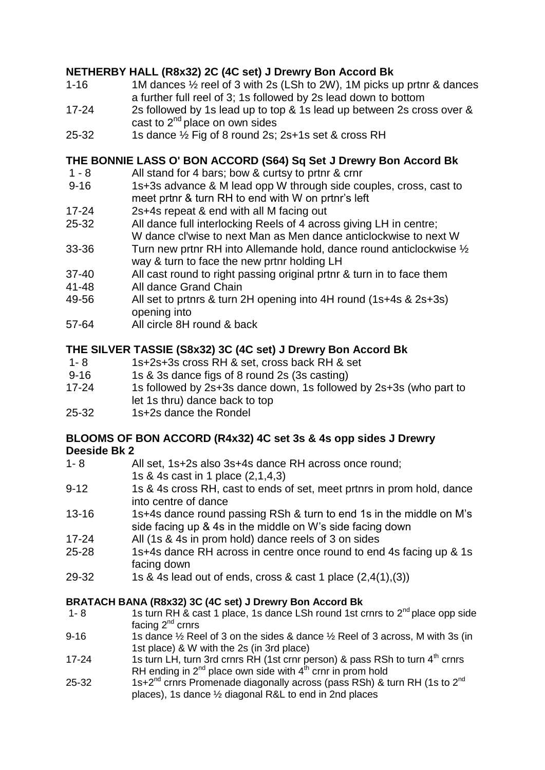### NETHERBY HALL (R8x32) 2C (4C set) J Drewry Bon Accord Bk

| | |
|---|---|
| 1-16 | 1M dances ½ reel of 3 with 2s (LSh to 2W), 1M picks up prtnr & dances a further full reel of 3; 1s followed by 2s lead down to bottom |
| 17-24 | 2s followed by 1s lead up to top & 1s lead up between 2s cross over & cast to 2nd place on own sides |
| 25-32 | 1s dance ½ Fig of 8 round 2s; 2s+1s set & cross RH |

### THE BONNIE LASS O' BON ACCORD (S64) Sq Set J Drewry Bon Accord Bk

| | |
|---|---|
| 1 - 8 | All stand for 4 bars; bow & curtsy to prtnr & crnr |
| 9-16 | 1s+3s advance & M lead opp W through side couples, cross, cast to meet prtnr & turn RH to end with W on prtnr's left |
| 17-24 | 2s+4s repeat & end with all M facing out |
| 25-32 | All dance full interlocking Reels of 4 across giving LH in centre; W dance cl'wise to next Man as Men dance anticlockwise to next W |
| 33-36 | Turn new prtnr RH into Allemande hold, dance round anticlockwise ½ way & turn to face the new prtnr holding LH |
| 37-40 | All cast round to right passing original prtnr & turn in to face them |
| 41-48 | All dance Grand Chain |
| 49-56 | All set to prtnrs & turn 2H opening into 4H round (1s+4s & 2s+3s) opening into |
| 57-64 | All circle 8H round & back |

### THE SILVER TASSIE (S8x32) 3C (4C set) J Drewry Bon Accord Bk

| | |
|---|---|
| 1- 8 | 1s+2s+3s cross RH & set, cross back RH & set |
| 9-16 | 1s & 3s dance figs of 8 round 2s (3s casting) |
| 17-24 | 1s followed by 2s+3s dance down, 1s followed by 2s+3s (who part to let 1s thru) dance back to top |
| 25-32 | 1s+2s dance the Rondel |

### BLOOMS OF BON ACCORD (R4x32) 4C set 3s & 4s opp sides J Drewry Deeside Bk 2

| | |
|---|---|
| 1- 8 | All set, 1s+2s also 3s+4s dance RH across once round; 1s & 4s cast in 1 place (2,1,4,3) |
| 9-12 | 1s & 4s cross RH, cast to ends of set, meet prtnrs in prom hold, dance into centre of dance |
| 13-16 | 1s+4s dance round passing RSh & turn to end 1s in the middle on M's side facing up & 4s in the middle on W's side facing down |
| 17-24 | All (1s & 4s in prom hold) dance reels of 3 on sides |
| 25-28 | 1s+4s dance RH across in centre once round to end 4s facing up & 1s facing down |
| 29-32 | 1s & 4s lead out of ends, cross & cast 1 place (2,4(1),(3)) |

### BRATACH BANA (R8x32) 3C (4C set) J Drewry Bon Accord Bk

| | |
|---|---|
| 1- 8 | 1s turn RH & cast 1 place, 1s dance LSh round 1st crnrs to 2nd place opp side facing 2nd crnrs |
| 9-16 | 1s dance ½ Reel of 3 on the sides & dance ½ Reel of 3 across, M with 3s (in 1st place) & W with the 2s (in 3rd place) |
| 17-24 | 1s turn LH, turn 3rd crnrs RH (1st crnr person) & pass RSh to turn 4th crnrs RH ending in 2nd place own side with 4th crnr in prom hold |
| 25-32 | 1s+2nd crnrs Promenade diagonally across (pass RSh) & turn RH (1s to 2nd places), 1s dance ½ diagonal R&L to end in 2nd places |